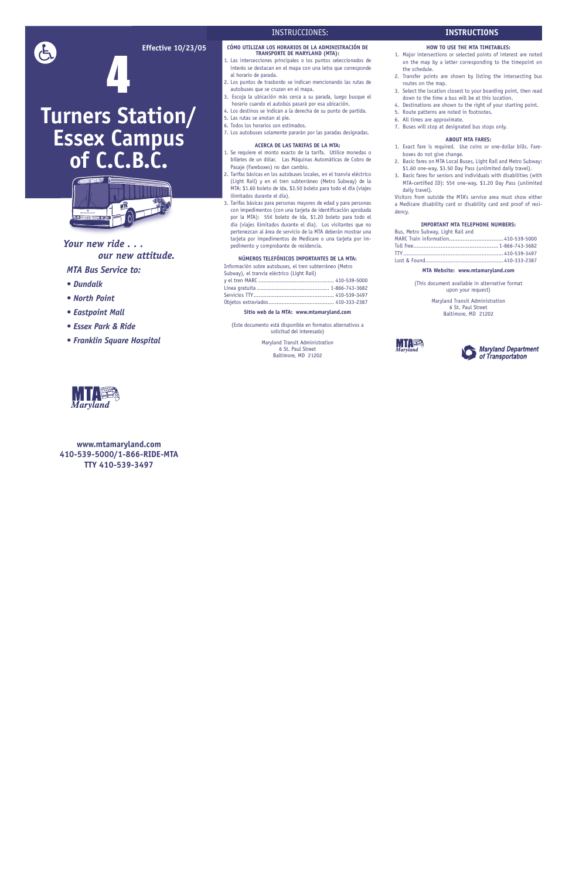Effective 10/23/05

# 4

# Turners Station/ Essex Campus of C.C.B.C.

*Your new ride . . .*
*our new attitude.*

*MTA Bus Service to:*

- *Dundalk*
- *North Point*
- *Eastpoint Mall*
- *Essex Park & Ride*
- *Franklin Square Hospital*

**www.mtamaryland.com**
**410-539-5000/1-866-RIDE-MTA**
**TTY 410-539-3497**

## INSTRUCCIONES:

### CÓMO UTILIZAR LOS HORARIOS DE LA ADMINISTRACIÓN DE TRANSPORTE DE MARYLAND (MTA):

1. Las intersecciones principales o los puntos seleccionados de interés se destacan en el mapa con una letra que corresponde al horario de parada.
2. Los puntos de trasbordo se indican mencionando las rutas de autobuses que se cruzan en el mapa.
3. Escoja la ubicación más cerca a su parada, luego busque el horario cuando el autobús pasará por esa ubicación.
4. Los destinos se indican a la derecha de su punto de partida.
5. Las rutas se anotan al pie.
6. Todos los horarios son estimados.
7. Los autobuses solamente pararán por las paradas designadas.

### ACERCA DE LAS TARIFAS DE LA MTA:

1. Se requiere el monto exacto de la tarifa. Utilice monedas o billetes de un dólar. Las Máquinas Automáticas de Cobro de Pasaje (Fareboxes) no dan cambio.
2. Tarifas básicas en los autobuses locales, en el tranvía eléctrico (Light Rail) y en el tren subterráneo (Metro Subway) de la MTA: $1.60 boleto de ida, $3.50 boleto para todo el día (viajes ilimitados durante el día).
3. Tarifas básicas para personas mayores de edad y para personas con impedimentos (con una tarjeta de identificación aprobada por la MTA): 55¢ boleto de ida, $1.20 boleto para todo el día (viajes ilimitados durante el día). Los visitantes que no pertenezcan al área de servicio de la MTA deberán mostrar una tarjeta por impedimentos de Medicare o una tarjeta por impedimento y comprobante de residencia.

### NÚMEROS TELEFÓNICOS IMPORTANTES DE LA MTA:

Información sobre autobuses, el tren subterráneo (Metro Subway), el tranvía eléctrico (Light Rail)
y el tren MARC ............................................. 410-539-5000
Línea gratuita ............................................. 1-866-743-3682
Servicios TTY ............................................. 410-539-3497
Objetos extraviados ............................................. 410-333-2387

**Sitio web de la MTA: www.mtamaryland.com**

(Este documento está disponible en formatos alternativos a solicitud del interesado)

Maryland Transit Administration
6 St. Paul Street
Baltimore, MD 21202

## INSTRUCTIONS

### HOW TO USE THE MTA TIMETABLES:

1. Major intersections or selected points of interest are noted on the map by a letter corresponding to the timepoint on the schedule.
2. Transfer points are shown by listing the intersecting bus routes on the map.
3. Select the location closest to your boarding point, then read down to the time a bus will be at this location.
4. Destinations are shown to the right of your starting point.
5. Route patterns are noted in footnotes.
6. All times are approximate.
7. Buses will stop at designated bus stops only.

### ABOUT MTA FARES:

1. Exact fare is required. Use coins or one-dollar bills. Fareboxes do not give change.
2. Basic fares on MTA Local Buses, Light Rail and Metro Subway: $1.60 one-way, $3.50 Day Pass (unlimited daily travel).
3. Basic fares for seniors and individuals with disabilities (with MTA-certified ID): 55¢ one-way, $1.20 Day Pass (unlimited daily travel).

Visitors from outside the MTA's service area must show either a Medicare disability card or disability card and proof of residency.

### IMPORTANT MTA TELEPHONE NUMBERS:

Bus, Metro Subway, Light Rail and
MARC Train information ............................................. 410-539-5000
Toll free ............................................. 1-866-743-3682
TTY ............................................. 410-539-3497
Lost & Found ............................................. 410-333-2387

**MTA Website: www.mtamaryland.com**

(This document available in alternative format upon your request)

Maryland Transit Administration
6 St. Paul Street
Baltimore, MD 21202

Maryland Department of Transportation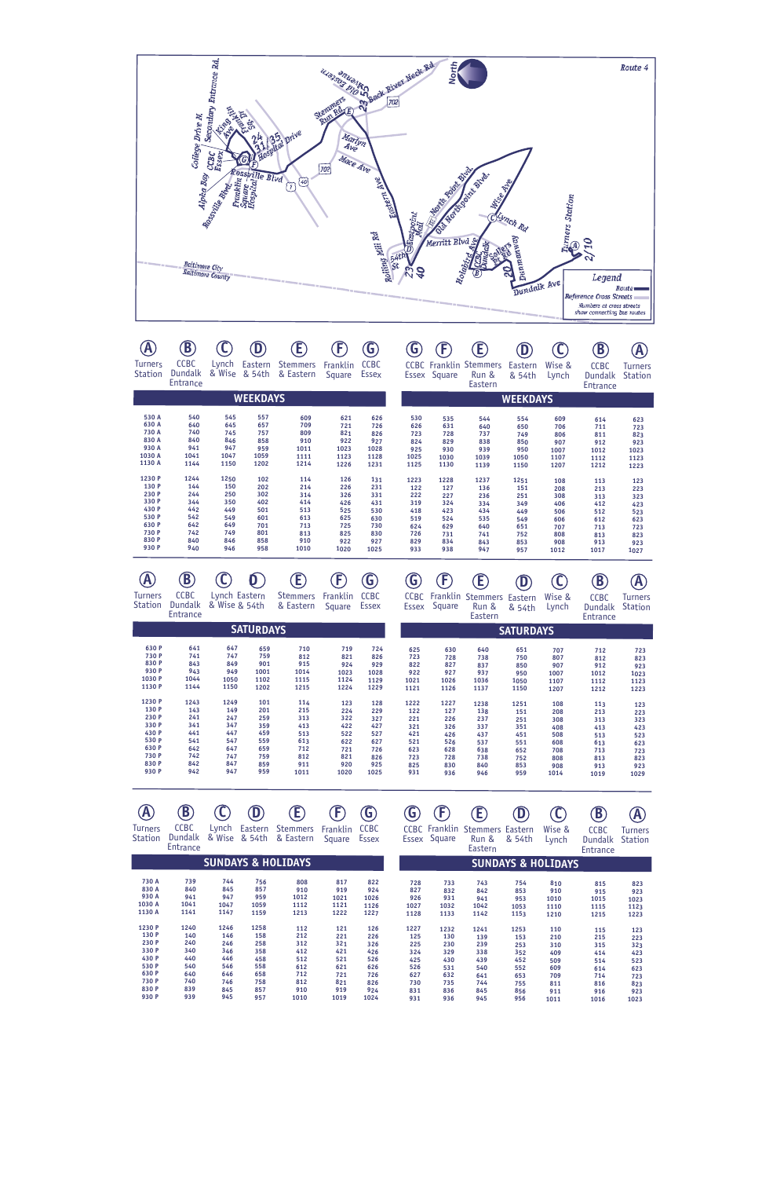Route 4

North

Legend

Route

Reference Cross Streets

Numbers at cross streets show connecting bus routes

College Drive N.

Secondary Entrance Rd.

Alpha Bay

CCBC Essex

Rossville Blvd.

Franklin Square Hospital

Rossville Blvd

Hospital Drive

King Ave

Stemmers Run Rd

Old Eastern Avenue

Back River Neck Rd

Martin Ave

Mace Ave

Eastern Ave

Rolling Mill Rd

54th St

Eastpoint Mall

North Point Blvd

Old Northpoint Blvd.

Merritt Blvd

Holabird Ave

CCBC Dundalk

Sollers Pt. Rd

Dunmanway

Dundalk Ave

Wise Ave

Lynch Rd

Turners Station

Baltimore City

Baltimore County

24 31 35

23 55

702

40

7

702

23 40

20

2/10

## WEEKDAYS

| (A) Turners Station | (B) CCBC Dundalk Entrance | (C) Lynch & Wise | (D) Eastern & 54th | (E) Stemmers & Eastern | (F) Franklin Square | (G) CCBC Essex |
|---|---|---|---|---|---|---|
| 530 A | 540 | 545 | 557 | 609 | 621 | 626 |
| 630 A | 640 | 645 | 657 | 709 | 721 | 726 |
| 730 A | 740 | 745 | 757 | 809 | 821 | 826 |
| 830 A | 840 | 846 | 858 | 910 | 922 | 927 |
| 930 A | 941 | 947 | 959 | 1011 | 1023 | 1028 |
| 1030 A | 1041 | 1047 | 1059 | 1111 | 1123 | 1128 |
| 1130 A | 1144 | 1150 | 1202 | 1214 | 1226 | 1231 |
| 1230 P | 1244 | 1250 | 102 | 114 | 126 | 131 |
| 130 P | 144 | 150 | 202 | 214 | 226 | 231 |
| 230 P | 244 | 250 | 302 | 314 | 326 | 331 |
| 330 P | 344 | 350 | 402 | 414 | 426 | 431 |
| 430 P | 442 | 449 | 501 | 513 | 525 | 530 |
| 530 P | 542 | 549 | 601 | 613 | 625 | 630 |
| 630 P | 642 | 649 | 701 | 713 | 725 | 730 |
| 730 P | 742 | 749 | 801 | 813 | 825 | 830 |
| 830 P | 840 | 846 | 858 | 910 | 922 | 927 |
| 930 P | 940 | 946 | 958 | 1010 | 1020 | 1025 |

| (G) CCBC Essex | (F) Franklin Square | (E) Stemmers Run & Eastern | (D) Eastern & 54th | (C) Wise & Lynch | (B) CCBC Dundalk Entrance | (A) Turners Station |
|---|---|---|---|---|---|---|
| 530 | 535 | 544 | 554 | 609 | 614 | 623 |
| 626 | 631 | 640 | 650 | 706 | 711 | 723 |
| 723 | 728 | 737 | 749 | 806 | 811 | 823 |
| 824 | 829 | 838 | 850 | 907 | 912 | 923 |
| 925 | 930 | 939 | 950 | 1007 | 1012 | 1023 |
| 1025 | 1030 | 1039 | 1050 | 1107 | 1112 | 1123 |
| 1125 | 1130 | 1139 | 1150 | 1207 | 1212 | 1223 |
| 1223 | 1228 | 1237 | 1251 | 108 | 113 | 123 |
| 122 | 127 | 136 | 151 | 208 | 213 | 223 |
| 222 | 227 | 236 | 251 | 308 | 313 | 323 |
| 319 | 324 | 334 | 349 | 406 | 412 | 423 |
| 418 | 423 | 434 | 449 | 506 | 512 | 523 |
| 519 | 524 | 535 | 549 | 606 | 612 | 623 |
| 624 | 629 | 640 | 651 | 707 | 713 | 723 |
| 726 | 731 | 741 | 752 | 808 | 813 | 823 |
| 829 | 834 | 843 | 853 | 908 | 913 | 923 |
| 933 | 938 | 947 | 957 | 1012 | 1017 | 1027 |

## SATURDAYS

| (A) Turners Station | (B) CCBC Dundalk Entrance | (C) Lynch & Wise | (D) Eastern & 54th | (E) Stemmers & Eastern | (F) Franklin Square | (G) CCBC Essex |
|---|---|---|---|---|---|---|
| 630 P | 641 | 647 | 659 | 710 | 719 | 724 |
| 730 P | 741 | 747 | 759 | 812 | 821 | 826 |
| 830 P | 843 | 849 | 901 | 915 | 924 | 929 |
| 930 P | 943 | 949 | 1001 | 1014 | 1023 | 1028 |
| 1030 P | 1044 | 1050 | 1102 | 1115 | 1124 | 1129 |
| 1130 P | 1144 | 1150 | 1202 | 1215 | 1224 | 1229 |
| 1230 P | 1243 | 1249 | 101 | 114 | 123 | 128 |
| 130 P | 143 | 149 | 201 | 215 | 224 | 229 |
| 230 P | 241 | 247 | 259 | 313 | 322 | 327 |
| 330 P | 341 | 347 | 359 | 413 | 422 | 427 |
| 430 P | 441 | 447 | 459 | 513 | 522 | 527 |
| 530 P | 541 | 547 | 559 | 613 | 622 | 627 |
| 630 P | 642 | 647 | 659 | 712 | 721 | 726 |
| 730 P | 742 | 747 | 759 | 812 | 821 | 826 |
| 830 P | 842 | 847 | 859 | 911 | 920 | 925 |
| 930 P | 942 | 947 | 959 | 1011 | 1020 | 1025 |

| (G) CCBC Essex | (F) Franklin Square | (E) Stemmers Run & Eastern | (D) Eastern & 54th | (C) Wise & Lynch | (B) CCBC Dundalk Entrance | (A) Turners Station |
|---|---|---|---|---|---|---|
| 625 | 630 | 640 | 651 | 707 | 712 | 723 |
| 723 | 728 | 738 | 750 | 807 | 812 | 823 |
| 822 | 827 | 837 | 850 | 907 | 912 | 923 |
| 922 | 927 | 937 | 950 | 1007 | 1012 | 1023 |
| 1021 | 1026 | 1036 | 1050 | 1107 | 1112 | 1123 |
| 1121 | 1126 | 1137 | 1150 | 1207 | 1212 | 1223 |
| 1222 | 1227 | 1238 | 1251 | 108 | 113 | 123 |
| 122 | 127 | 138 | 151 | 208 | 213 | 223 |
| 221 | 226 | 237 | 251 | 308 | 313 | 323 |
| 321 | 326 | 337 | 351 | 408 | 413 | 423 |
| 421 | 426 | 437 | 451 | 508 | 513 | 523 |
| 521 | 526 | 537 | 551 | 608 | 613 | 623 |
| 623 | 628 | 638 | 652 | 708 | 713 | 723 |
| 723 | 728 | 738 | 752 | 808 | 813 | 823 |
| 825 | 830 | 840 | 853 | 908 | 913 | 923 |
| 931 | 936 | 946 | 959 | 1014 | 1019 | 1029 |

## SUNDAYS & HOLIDAYS

| (A) Turners Station | (B) CCBC Dundalk Entrance | (C) Lynch & Wise | (D) Eastern & 54th | (E) Stemmers & Eastern | (F) Franklin Square | (G) CCBC Essex |
|---|---|---|---|---|---|---|
| 730 A | 739 | 744 | 756 | 808 | 817 | 822 |
| 830 A | 840 | 845 | 857 | 910 | 919 | 924 |
| 930 A | 941 | 947 | 959 | 1012 | 1021 | 1026 |
| 1030 A | 1041 | 1047 | 1059 | 1112 | 1121 | 1126 |
| 1130 A | 1141 | 1147 | 1159 | 1213 | 1222 | 1227 |
| 1230 P | 1240 | 1246 | 1258 | 112 | 121 | 126 |
| 130 P | 140 | 146 | 158 | 212 | 221 | 226 |
| 230 P | 240 | 246 | 258 | 312 | 321 | 326 |
| 330 P | 340 | 346 | 358 | 412 | 421 | 426 |
| 430 P | 440 | 446 | 458 | 512 | 521 | 526 |
| 530 P | 540 | 546 | 558 | 612 | 621 | 626 |
| 630 P | 640 | 646 | 658 | 712 | 721 | 726 |
| 730 P | 740 | 746 | 758 | 812 | 821 | 826 |
| 830 P | 839 | 845 | 857 | 910 | 919 | 924 |
| 930 P | 939 | 945 | 957 | 1010 | 1019 | 1024 |

| (G) CCBC Essex | (F) Franklin Square | (E) Stemmers Run & Eastern | (D) Eastern & 54th | (C) Wise & Lynch | (B) CCBC Dundalk Entrance | (A) Turners Station |
|---|---|---|---|---|---|---|
| 728 | 733 | 743 | 754 | 810 | 815 | 823 |
| 827 | 832 | 842 | 853 | 910 | 915 | 923 |
| 926 | 931 | 941 | 953 | 1010 | 1015 | 1023 |
| 1027 | 1032 | 1042 | 1053 | 1110 | 1115 | 1123 |
| 1128 | 1133 | 1142 | 1153 | 1210 | 1215 | 1223 |
| 1227 | 1232 | 1241 | 1253 | 110 | 115 | 123 |
| 125 | 130 | 139 | 153 | 210 | 215 | 223 |
| 225 | 230 | 239 | 253 | 310 | 315 | 323 |
| 324 | 329 | 338 | 352 | 409 | 414 | 423 |
| 425 | 430 | 439 | 452 | 509 | 514 | 523 |
| 526 | 531 | 540 | 552 | 609 | 614 | 623 |
| 627 | 632 | 641 | 653 | 709 | 714 | 723 |
| 730 | 735 | 744 | 755 | 811 | 816 | 823 |
| 831 | 836 | 845 | 856 | 911 | 916 | 923 |
| 931 | 936 | 945 | 956 | 1011 | 1016 | 1023 |